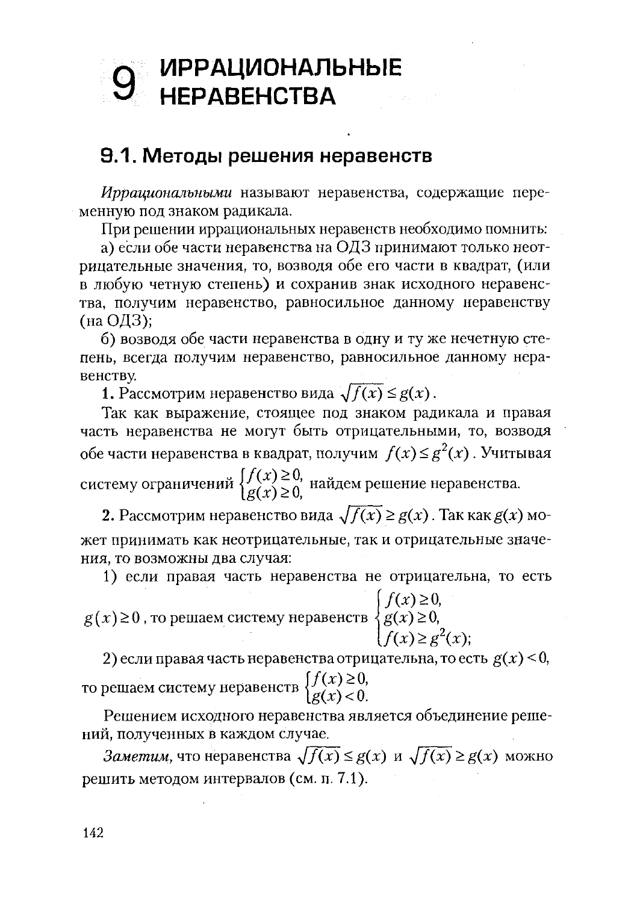# 9 ИРРАЦИОНАЛЬНЫЕ НЕРАВЕНСТВА

## 9.1. Методы решения неравенств

*Иррациональными* называют неравенства, содержащие переменную под знаком радикала.

При решении иррациональных неравенств необходимо помнить:

а) если обе части неравенства на ОДЗ принимают только неотрицательные значения, то, возводя обе его части в квадрат, (или в любую четную степень) и сохранив знак исходного неравенства, получим неравенство, равносильное данному неравенству (на ОДЗ);

б) возводя обе части неравенства в одну и ту же нечетную степень, всегда получим неравенство, равносильное данному неравенству.

**1.** Рассмотрим неравенство вида $\sqrt{f(x)} \le g(x)$.

Так как выражение, стоящее под знаком радикала и правая часть неравенства не могут быть отрицательными, то, возводя обе части неравенства в квадрат, получим $f(x) \le g^2(x)$. Учитывая систему ограничений $\begin{cases} f(x) \ge 0, \\ g(x) \ge 0, \end{cases}$ найдем решение неравенства.

**2.** Рассмотрим неравенство вида $\sqrt{f(x)} \ge g(x)$. Так как $g(x)$ может принимать как неотрицательные, так и отрицательные значения, то возможны два случая:

1) если правая часть неравенства не отрицательна, то есть $g(x) \ge 0$, то решаем систему неравенств $\begin{cases} f(x) \ge 0, \\ g(x) \ge 0, \\ f(x) \ge g^2(x); \end{cases}$

2) если правая часть неравенства отрицательна, то есть $g(x) < 0$, то решаем систему неравенств $\begin{cases} f(x) \ge 0, \\ g(x) < 0. \end{cases}$

Решением исходного неравенства является объединение решений, полученных в каждом случае.

*Заметим,* что неравенства $\sqrt{f(x)} \le g(x)$ и $\sqrt{f(x)} \ge g(x)$ можно решить методом интервалов (см. п. 7.1).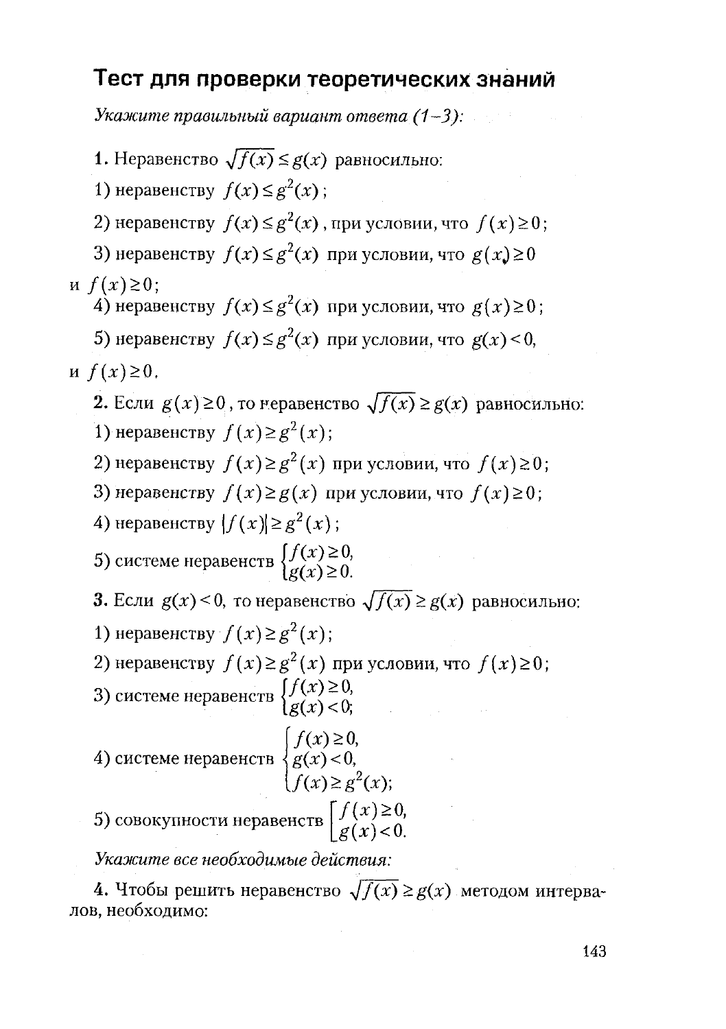## Тест для проверки теоретических знаний

*Укажите правильный вариант ответа (1–3):*

**1.** Неравенство $\sqrt{f(x)} \le g(x)$ равносильно:

1) неравенству $f(x) \le g^2(x)$;

2) неравенству $f(x) \le g^2(x)$, при условии, что $f(x) \ge 0$;

3) неравенству $f(x) \le g^2(x)$ при условии, что $g(x) \ge 0$ и $f(x) \ge 0$;

4) неравенству $f(x) \le g^2(x)$ при условии, что $g(x) \ge 0$;

5) неравенству $f(x) \le g^2(x)$ при условии, что $g(x) < 0$, и $f(x) \ge 0$.

**2.** Если $g(x) \ge 0$, то неравенство $\sqrt{f(x)} \ge g(x)$ равносильно:

1) неравенству $f(x) \ge g^2(x)$;

2) неравенству $f(x) \ge g^2(x)$ при условии, что $f(x) \ge 0$;

3) неравенству $f(x) \ge g(x)$ при условии, что $f(x) \ge 0$;

4) неравенству $|f(x)| \ge g^2(x)$;

5) системе неравенств $\begin{cases} f(x) \ge 0, \\ g(x) \ge 0. \end{cases}$

**3.** Если $g(x) < 0$, то неравенство $\sqrt{f(x)} \ge g(x)$ равносильно:

1) неравенству $f(x) \ge g^2(x)$;

2) неравенству $f(x) \ge g^2(x)$ при условии, что $f(x) \ge 0$;

3) системе неравенств $\begin{cases} f(x) \ge 0, \\ g(x) < 0; \end{cases}$

4) системе неравенств $\begin{cases} f(x) \ge 0, \\ g(x) < 0, \\ f(x) \ge g^2(x); \end{cases}$

5) совокупности неравенств $\left[ \begin{array}{l} f(x) \ge 0, \\ g(x) < 0. \end{array} \right.$

*Укажите все необходимые действия:*

**4.** Чтобы решить неравенство $\sqrt{f(x)} \ge g(x)$ методом интервалов, необходимо: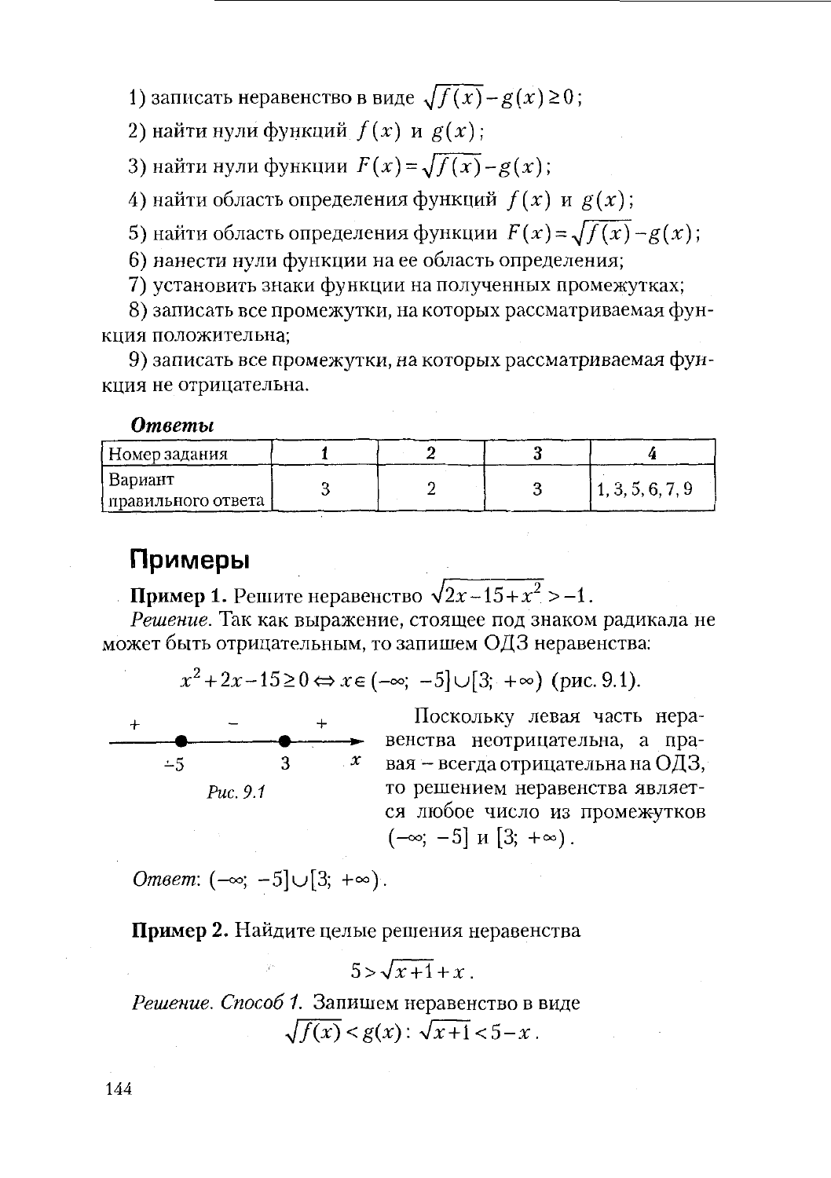1) записать неравенство в виде $\sqrt{f(x)} - g(x) \geq 0$;

2) найти нули функций $f(x)$ и $g(x)$;

3) найти нули функции $F(x) = \sqrt{f(x)} - g(x)$;

4) найти область определения функций $f(x)$ и $g(x)$;

5) найти область определения функции $F(x) = \sqrt{f(x)} - g(x)$;

6) нанести нули функции на ее область определения;

7) установить знаки функции на полученных промежутках;

8) записать все промежутки, на которых рассматриваемая функция положительна;

9) записать все промежутки, на которых рассматриваемая функция не отрицательна.

***Ответы***

| Номер задания | 1 | 2 | 3 | 4 |
|---|---|---|---|---|
| Вариант правильного ответа | 3 | 2 | 3 | 1, 3, 5, 6, 7, 9 |

## Примеры

**Пример 1.** Решите неравенство $\sqrt{2x - 15 + x^2} > -1$.

*Решение.* Так как выражение, стоящее под знаком радикала не может быть отрицательным, то запишем ОДЗ неравенства:

$$x^2 + 2x - 15 \geq 0 \Leftrightarrow x \in (-\infty;\ -5] \cup [3;\ +\infty) \text{ (рис. 9.1).}$$

\+ − +

−5 3 x

*Рис. 9.1*

Поскольку левая часть неравенства неотрицательна, а правая – всегда отрицательна на ОДЗ, то решением неравенства является любое число из промежутков $(-\infty;\ -5]$ и $[3;\ +\infty)$.

*Ответ*: $(-\infty;\ -5] \cup [3;\ +\infty)$.

**Пример 2.** Найдите целые решения неравенства

$$5 > \sqrt{x+1} + x.$$

*Решение. Способ 1.* Запишем неравенство в виде

$$\sqrt{f(x)} < g(x):\ \sqrt{x+1} < 5 - x.$$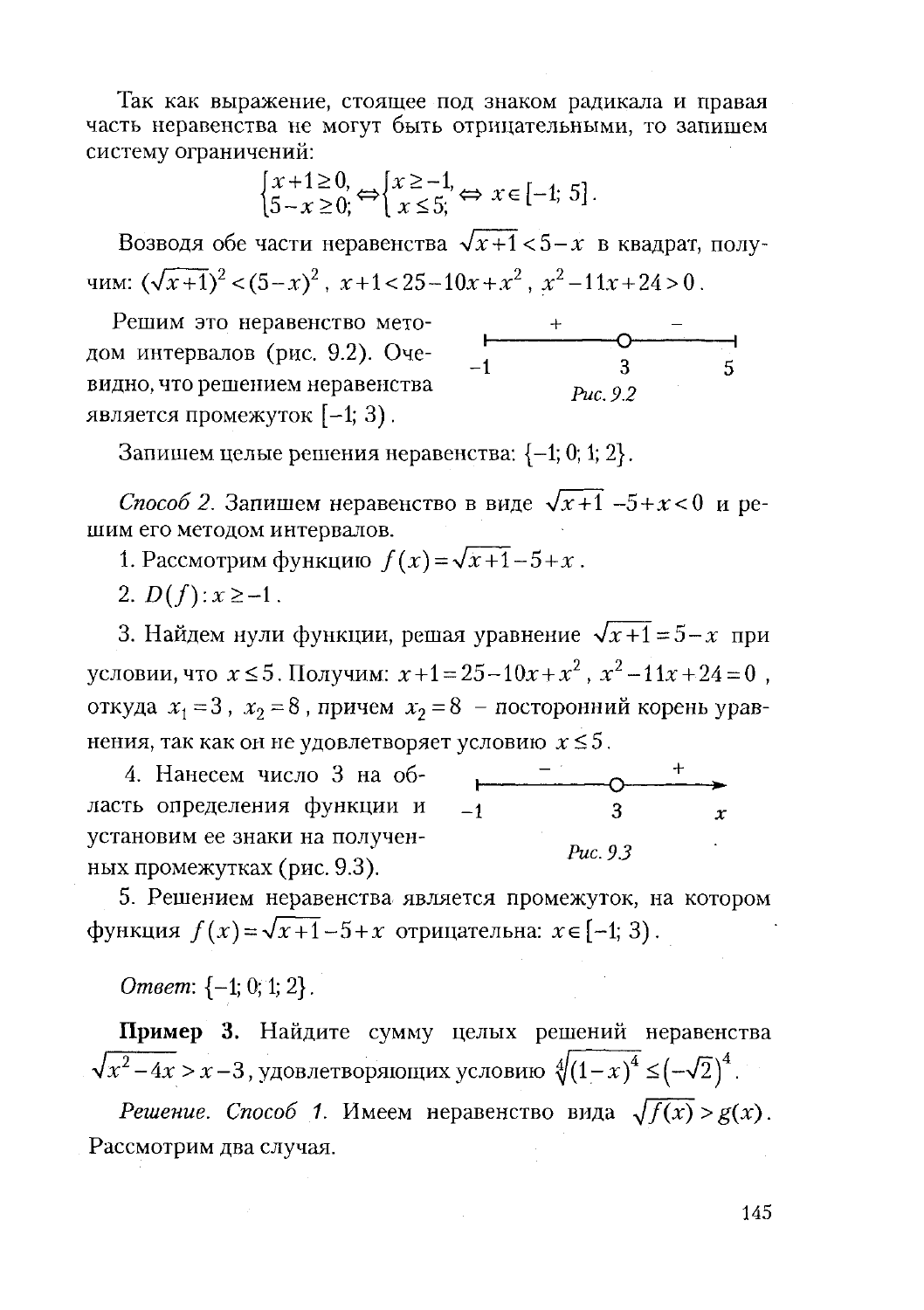Так как выражение, стоящее под знаком радикала и правая часть неравенства не могут быть отрицательными, то запишем систему ограничений:

$$\begin{cases} x+1 \geq 0, \\ 5-x \geq 0; \end{cases} \Leftrightarrow \begin{cases} x \geq -1, \\ x \leq 5; \end{cases} \Leftrightarrow x \in [-1;\ 5].$$

Возводя обе части неравенства $\sqrt{x+1} < 5-x$ в квадрат, получим: $(\sqrt{x+1})^2 < (5-x)^2$, $x+1 < 25-10x+x^2$, $x^2-11x+24>0$.

Решим это неравенство методом интервалов (рис. 9.2). Очевидно, что решением неравенства является промежуток $[-1;\ 3)$.

\+ −

−1 3 5

*Рис. 9.2*

Запишем целые решения неравенства: $\{-1;\ 0;\ 1;\ 2\}$.

*Способ 2.* Запишем неравенство в виде $\sqrt{x+1}-5+x<0$ и решим его методом интервалов.

1. Рассмотрим функцию $f(x)=\sqrt{x+1}-5+x$.

2. $D(f): x \geq -1$.

3. Найдем нули функции, решая уравнение $\sqrt{x+1}=5-x$ при условии, что $x \leq 5$. Получим: $x+1=25-10x+x^2$, $x^2-11x+24=0$, откуда $x_1=3$, $x_2=8$, причем $x_2=8$ – посторонний корень уравнения, так как он не удовлетворяет условию $x \leq 5$.

4. Нанесем число 3 на область определения функции и установим ее знаки на полученных промежутках (рис. 9.3).

− +

−1 3 x

*Рис. 9.3*

5. Решением неравенства является промежуток, на котором функция $f(x)=\sqrt{x+1}-5+x$ отрицательна: $x \in [-1;\ 3)$.

*Ответ*: $\{-1;\ 0;\ 1;\ 2\}$.

**Пример 3.** Найдите сумму целых решений неравенства $\sqrt{x^2-4x} > x-3$, удовлетворяющих условию $\sqrt[4]{(1-x)^4} \leq \left(-\sqrt{2}\right)^4$.

*Решение. Способ 1.* Имеем неравенство вида $\sqrt{f(x)} > g(x)$. Рассмотрим два случая.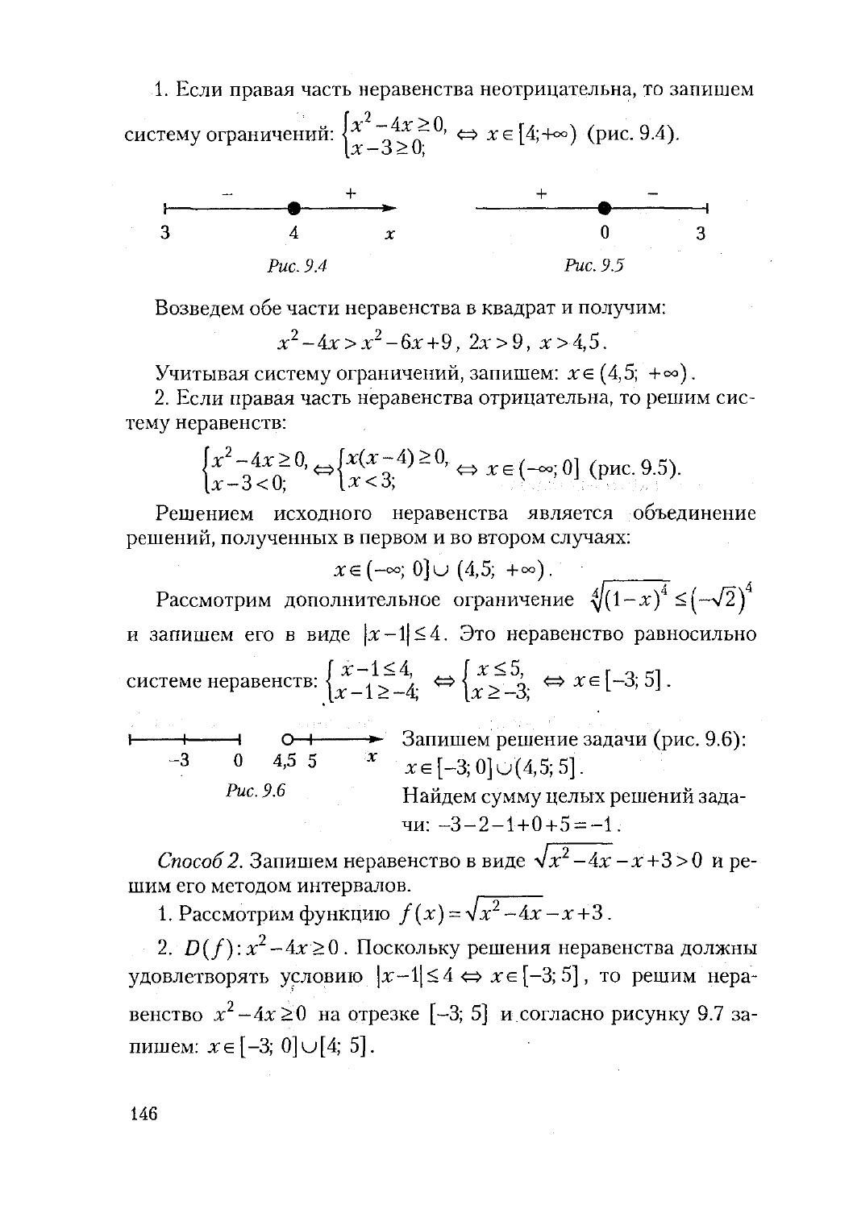1. Если правая часть неравенства неотрицательна, то запишем систему ограничений: $\begin{cases} x^2 - 4x \geq 0, \\ x - 3 \geq 0; \end{cases} \Leftrightarrow x \in [4; +\infty)$ (рис. 9.4).

Рис. 9.4

Рис. 9.5

Возведем обе части неравенства в квадрат и получим:

$$x^2 - 4x > x^2 - 6x + 9,\ 2x > 9,\ x > 4{,}5.$$

Учитывая систему ограничений, запишем: $x \in (4{,}5;\ +\infty)$.

2. Если правая часть неравенства отрицательна, то решим систему неравенств:

$$\begin{cases} x^2 - 4x \geq 0, \\ x - 3 < 0; \end{cases} \Leftrightarrow \begin{cases} x(x-4) \geq 0, \\ x < 3; \end{cases} \Leftrightarrow x \in (-\infty; 0] \text{ (рис. 9.5).}$$

Решением исходного неравенства является объединение решений, полученных в первом и во втором случаях:

$$x \in (-\infty;\ 0] \cup (4{,}5;\ +\infty).$$

Рассмотрим дополнительное ограничение $\sqrt[4]{(1-x)^4} \leq \left(-\sqrt{2}\right)^4$ и запишем его в виде $|x-1| \leq 4$. Это неравенство равносильно системе неравенств: $\begin{cases} x - 1 \leq 4, \\ x - 1 \geq -4; \end{cases} \Leftrightarrow \begin{cases} x \leq 5, \\ x \geq -3; \end{cases} \Leftrightarrow x \in [-3; 5]$.

Рис. 9.6

Запишем решение задачи (рис. 9.6): $x \in [-3; 0] \cup (4{,}5; 5]$.

Найдем сумму целых решений задачи: $-3 - 2 - 1 + 0 + 5 = -1$.

*Способ 2.* Запишем неравенство в виде $\sqrt{x^2 - 4x} - x + 3 > 0$ и решим его методом интервалов.

1. Рассмотрим функцию $f(x) = \sqrt{x^2 - 4x} - x + 3$.

2. $D(f): x^2 - 4x \geq 0$. Поскольку решения неравенства должны удовлетворять условию $|x-1| \leq 4 \Leftrightarrow x \in [-3; 5]$, то решим неравенство $x^2 - 4x \geq 0$ на отрезке $[-3; 5]$ и согласно рисунку 9.7 запишем: $x \in [-3; 0] \cup [4; 5]$.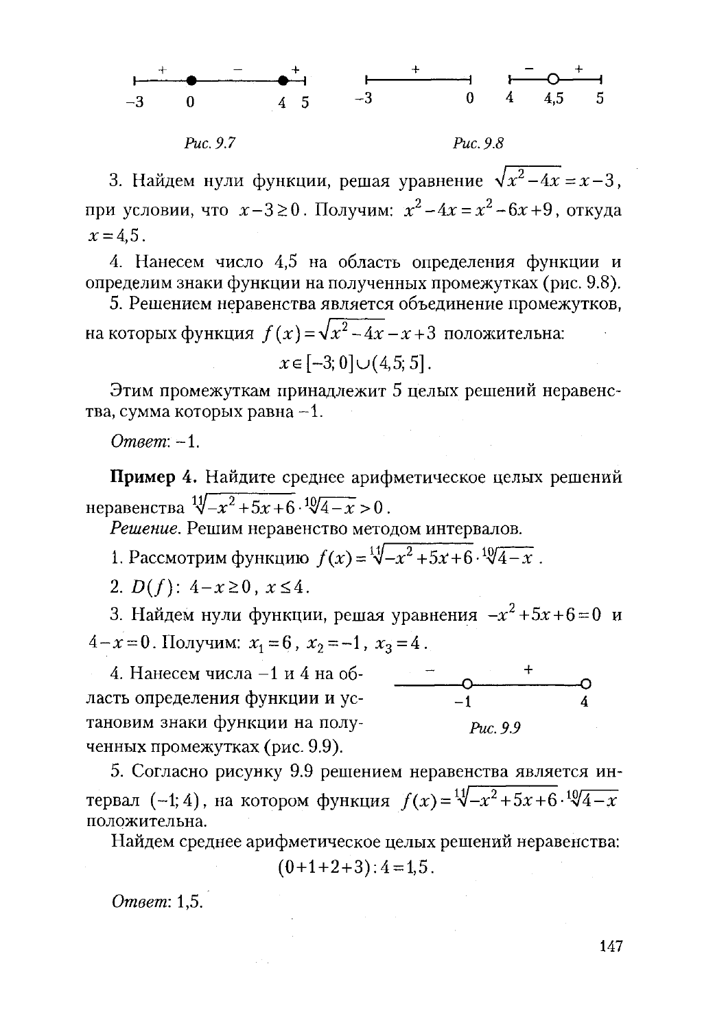\+ − +

−3 0 4 5

Рис. 9.7

\+ − +

−3 0 4 4,5 5

Рис. 9.8

3. Найдем нули функции, решая уравнение $\sqrt{x^2-4x}=x-3$, при условии, что $x-3\geq 0$. Получим: $x^2-4x=x^2-6x+9$, откуда $x=4{,}5$.

4. Нанесем число 4,5 на область определения функции и определим знаки функции на полученных промежутках (рис. 9.8).

5. Решением неравенства является объединение промежутков, на которых функция $f(x)=\sqrt{x^2-4x}-x+3$ положительна:

$$x\in[-3;0]\cup(4{,}5;5].$$

Этим промежуткам принадлежит 5 целых решений неравенства, сумма которых равна −1.

*Ответ*: −1.

**Пример 4.** Найдите среднее арифметическое целых решений неравенства $\sqrt[11]{-x^2+5x+6}\cdot\sqrt[10]{4-x}>0$.

*Решение*. Решим неравенство методом интервалов.

1. Рассмотрим функцию $f(x)=\sqrt[11]{-x^2+5x+6}\cdot\sqrt[10]{4-x}$.

2. $D(f)$: $4-x\geq 0$, $x\leq 4$.

3. Найдем нули функции, решая уравнения $-x^2+5x+6=0$ и $4-x=0$. Получим: $x_1=6$, $x_2=-1$, $x_3=4$.

4. Нанесем числа −1 и 4 на область определения функции и установим знаки функции на полученных промежутках (рис. 9.9).

− +

−1 4

Рис. 9.9

5. Согласно рисунку 9.9 решением неравенства является интервал $(-1;4)$, на котором функция $f(x)=\sqrt[11]{-x^2+5x+6}\cdot\sqrt[10]{4-x}$ положительна.

Найдем среднее арифметическое целых решений неравенства:

$$(0+1+2+3):4=1{,}5.$$

*Ответ*: 1,5.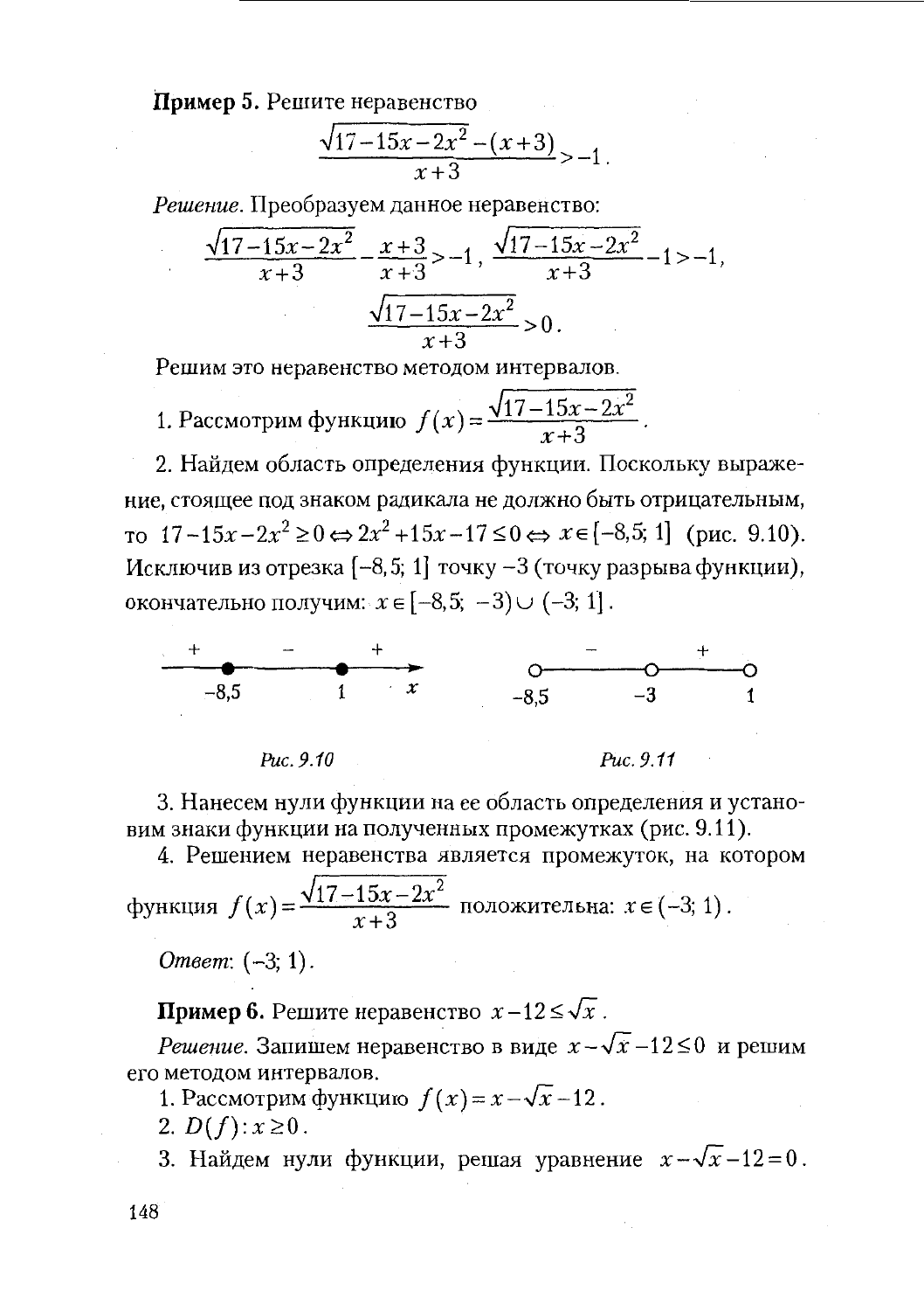**Пример 5.** Решите неравенство

$$\frac{\sqrt{17-15x-2x^2}-(x+3)}{x+3}>-1.$$

*Решение.* Преобразуем данное неравенство:

$$\frac{\sqrt{17-15x-2x^2}}{x+3}-\frac{x+3}{x+3}>-1,\ \frac{\sqrt{17-15x-2x^2}}{x+3}-1>-1,$$

$$\frac{\sqrt{17-15x-2x^2}}{x+3}>0.$$

Решим это неравенство методом интервалов.

1. Рассмотрим функцию $f(x)=\dfrac{\sqrt{17-15x-2x^2}}{x+3}$.

2. Найдем область определения функции. Поскольку выражение, стоящее под знаком радикала не должно быть отрицательным, то $17-15x-2x^2\geq 0 \Leftrightarrow 2x^2+15x-17\leq 0 \Leftrightarrow x\in[-8{,}5;\ 1]$ (рис. 9.10). Исключив из отрезка $[-8{,}5;\ 1]$ точку $-3$ (точку разрыва функции), окончательно получим: $x\in[-8{,}5;\ -3)\cup(-3;\ 1]$.

+ − +

−8,5 1 x

Рис. 9.10

− +

−8,5 −3 1

Рис. 9.11

3. Нанесем нули функции на ее область определения и установим знаки функции на полученных промежутках (рис. 9.11).

4. Решением неравенства является промежуток, на котором функция $f(x)=\dfrac{\sqrt{17-15x-2x^2}}{x+3}$ положительна: $x\in(-3;\ 1)$.

*Ответ*: $(-3;\ 1)$.

**Пример 6.** Решите неравенство $x-12\leq\sqrt{x}$.

*Решение.* Запишем неравенство в виде $x-\sqrt{x}-12\leq 0$ и решим его методом интервалов.

1. Рассмотрим функцию $f(x)=x-\sqrt{x}-12$.
2. $D(f): x\geq 0$.
3. Найдем нули функции, решая уравнение $x-\sqrt{x}-12=0$.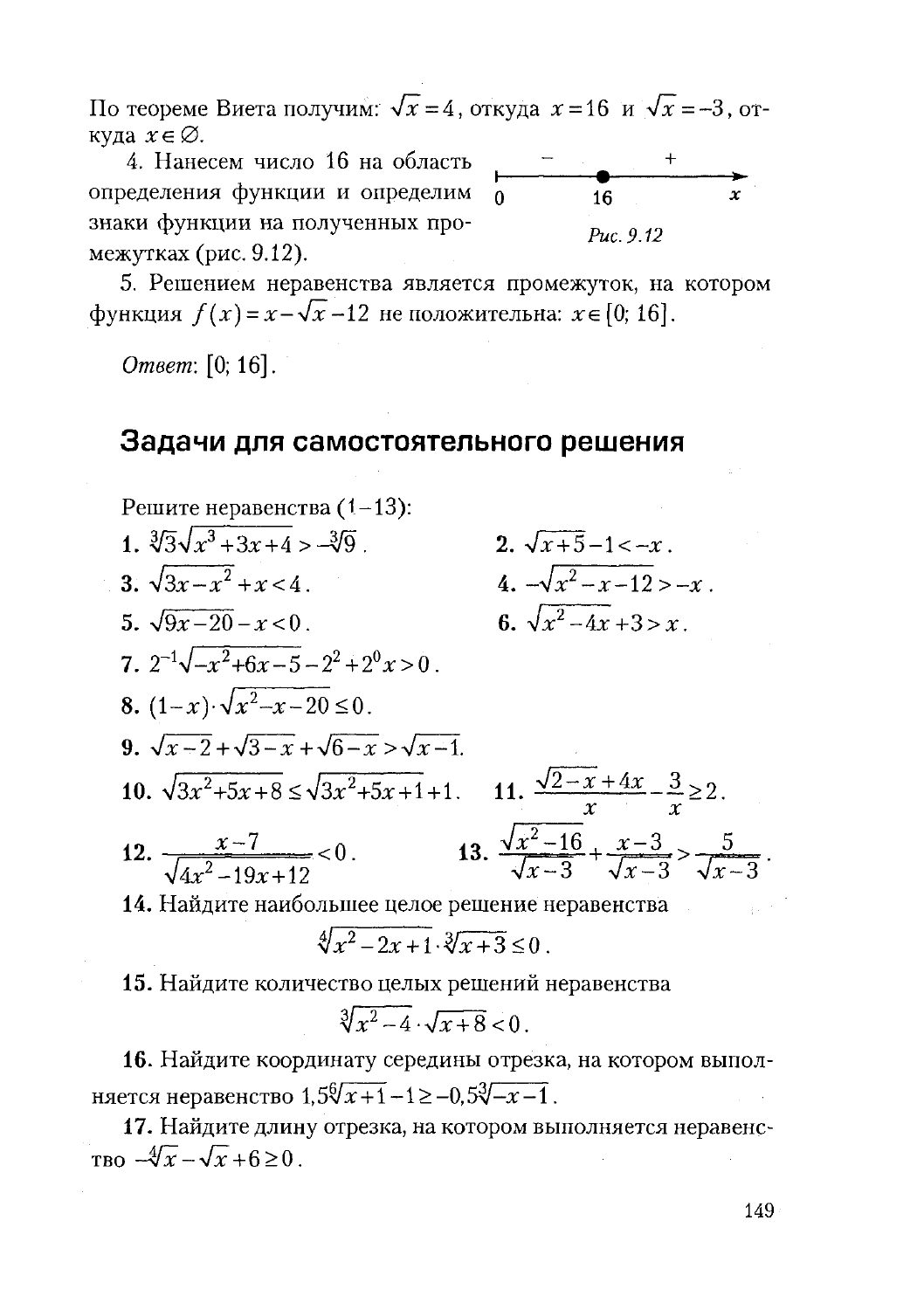По теореме Виета получим: $\sqrt{x}=4$, откуда $x=16$ и $\sqrt{x}=-3$, откуда $x \in \varnothing$.

4. Нанесем число 16 на область определения функции и определим знаки функции на полученных промежутках (рис. 9.12).

−
+
0
16
x

*Рис. 9.12*

5. Решением неравенства является промежуток, на котором функция $f(x)=x-\sqrt{x}-12$ не положительна: $x \in [0; 16]$.

*Ответ*: $[0; 16]$.

## Задачи для самостоятельного решения

Решите неравенства (1–13):

1. $\sqrt[3]{3}\sqrt{x^3+3x+4} > -\sqrt[3]{9}$.

2. $\sqrt{x+5}-1<-x$.

3. $\sqrt{3x-x^2}+x<4$.

4. $-\sqrt{x^2-x-12}>-x$.

5. $\sqrt{9x-20}-x<0$.

6. $\sqrt{x^2-4x}+3>x$.

7. $2^{-1}\sqrt{-x^2+6x-5}-2^2+2^0x>0$.

8. $(1-x)\cdot\sqrt{x^2-x-20} \le 0$.

9. $\sqrt{x-2}+\sqrt{3-x}+\sqrt{6-x}>\sqrt{x-1}$.

10. $\sqrt{3x^2+5x+8} \le \sqrt{3x^2+5x+1}+1$.

11. $\dfrac{\sqrt{2-x}+4x}{x}-\dfrac{3}{x} \ge 2$.

12. $\dfrac{x-7}{\sqrt{4x^2-19x+12}}<0$.

13. $\dfrac{\sqrt{x^2-16}}{\sqrt{x-3}}+\dfrac{x-3}{\sqrt{x-3}}>\dfrac{5}{\sqrt{x-3}}$.

14. Найдите наибольшее целое решение неравенства

$$\sqrt[4]{x^2-2x+1}\cdot\sqrt[3]{x+3} \le 0.$$

15. Найдите количество целых решений неравенства

$$\sqrt[3]{x^2-4}\cdot\sqrt{x+8}<0.$$

16. Найдите координату середины отрезка, на котором выполняется неравенство $1{,}5\sqrt[6]{x+1}-1 \ge -0{,}5\sqrt[3]{-x-1}$.

17. Найдите длину отрезка, на котором выполняется неравенство $-\sqrt[4]{x}-\sqrt{x}+6 \ge 0$.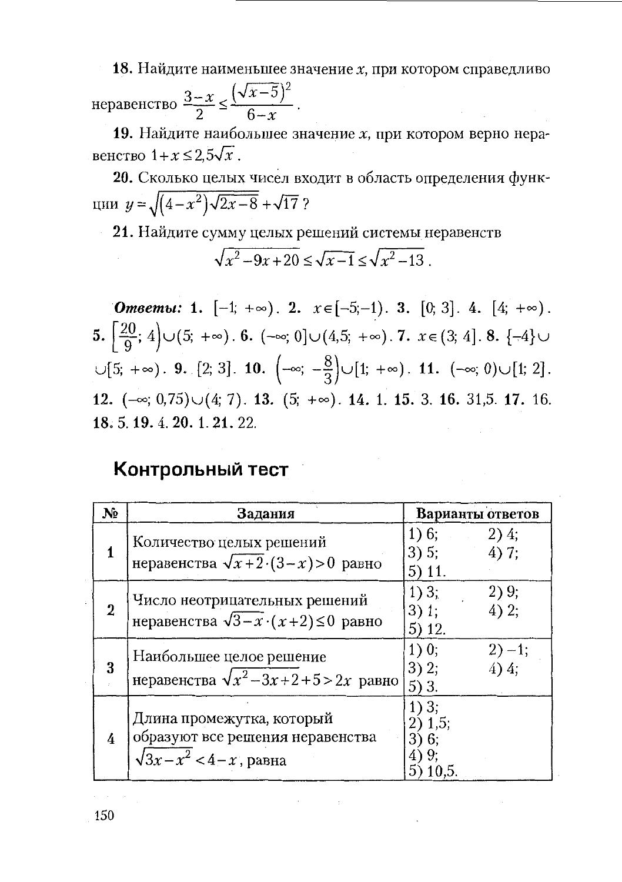**18.** Найдите наименьшее значение $x$, при котором справедливо неравенство $\frac{3-x}{2} \le \frac{(\sqrt{x}-5)^2}{6-x}$.

**19.** Найдите наибольшее значение $x$, при котором верно неравенство $1+x \le 2{,}5\sqrt{x}$.

**20.** Сколько целых чисел входит в область определения функции $y = \sqrt{(4-x^2)\sqrt{2x-8}+\sqrt{17}}$?

**21.** Найдите сумму целых решений системы неравенств

$$\sqrt{x^2-9x+20} \le \sqrt{x-1} \le \sqrt{x^2-13}.$$

***Ответы:*** **1.** $[-1;\ +\infty)$. **2.** $x \in [-5;-1)$. **3.** $[0;\ 3]$. **4.** $[4;\ +\infty)$. **5.** $\left[\frac{20}{9};\ 4\right) \cup (5;\ +\infty)$. **6.** $(-\infty;\ 0] \cup (4{,}5;\ +\infty)$. **7.** $x \in (3;\ 4]$. **8.** $\{-4\} \cup [5;\ +\infty)$. **9.** $[2;\ 3]$. **10.** $\left(-\infty;\ -\frac{8}{3}\right) \cup [1;\ +\infty)$. **11.** $(-\infty;\ 0) \cup [1;\ 2]$. **12.** $(-\infty;\ 0{,}75) \cup (4;\ 7)$. **13.** $(5;\ +\infty)$. **14.** 1. **15.** 3. **16.** 31,5. **17.** 16. **18.** 5. **19.** 4. **20.** 1. **21.** 22.

## Контрольный тест

| № | Задания | Варианты ответов |
|---|---|---|
| 1 | Количество целых решений неравенства $\sqrt{x+2}\cdot(3-x)>0$ равно | 1) 6; 2) 4; 3) 5; 4) 7; 5) 11. |
| 2 | Число неотрицательных решений неравенства $\sqrt{3-x}\cdot(x+2)\le 0$ равно | 1) 3; 2) 9; 3) 1; 4) 2; 5) 12. |
| 3 | Наибольшее целое решение неравенства $\sqrt{x^2-3x+2}+5>2x$ равно | 1) 0; 2) $-1$; 3) 2; 4) 4; 5) 3. |
| 4 | Длина промежутка, который образуют все решения неравенства $\sqrt{3x-x^2}<4-x$, равна | 1) 3; 2) 1,5; 3) 6; 4) 9; 5) 10,5. |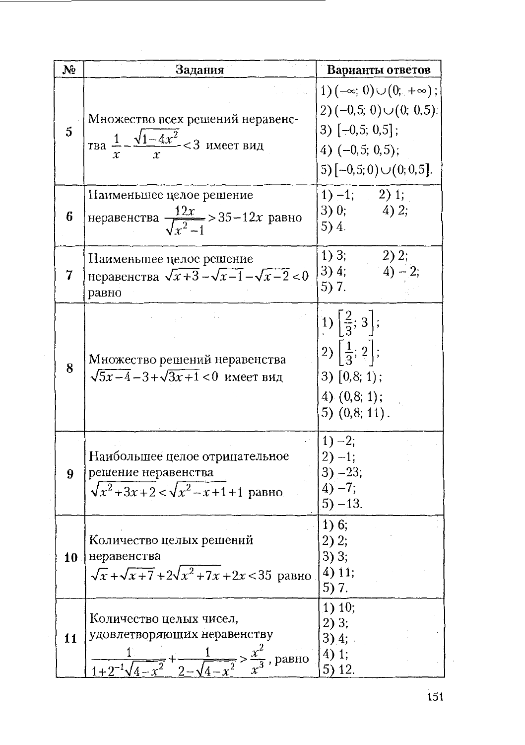| № | Задания | Варианты ответов |
|---|---|---|
| 5 | Множество всех решений неравенства $\frac{1}{x}-\frac{\sqrt{1-4x^2}}{x}<3$ имеет вид | 1) $(-\infty;\ 0)\cup(0;\ +\infty)$; 2) $(-0{,}5;\ 0)\cup(0;\ 0{,}5)$; 3) $[-0{,}5;\ 0{,}5]$; 4) $(-0{,}5;\ 0{,}5)$; 5) $[-0{,}5;0)\cup(0;0{,}5]$. |
| 6 | Наименьшее целое решение неравенства $\frac{12x}{\sqrt{x^2-1}}>35-12x$ равно | 1) $-1$; 2) 1; 3) 0; 4) 2; 5) 4. |
| 7 | Наименьшее целое решение неравенства $\sqrt{x+3}-\sqrt{x-1}-\sqrt{x-2}<0$ равно | 1) 3; 2) 2; 3) 4; 4) $-2$; 5) 7. |
| 8 | Множество решений неравенства $\sqrt{5x-4}-3+\sqrt{3x+1}<0$ имеет вид | 1) $\left[\frac{2}{3};\ 3\right]$; 2) $\left[\frac{1}{3};\ 2\right]$; 3) $[0{,}8;\ 1)$; 4) $(0{,}8;\ 1)$; 5) $(0{,}8;\ 11)$. |
| 9 | Наибольшее целое отрицательное решение неравенства $\sqrt{x^2+3x+2}<\sqrt{x^2-x+1}+1$ равно | 1) $-2$; 2) $-1$; 3) $-23$; 4) $-7$; 5) $-13$. |
| 10 | Количество целых решений неравенства $\sqrt{x}+\sqrt{x+7}+2\sqrt{x^2+7x}+2x<35$ равно | 1) 6; 2) 2; 3) 3; 4) 11; 5) 7. |
| 11 | Количество целых чисел, удовлетворяющих неравенству $\frac{1}{1+2^{-1}\sqrt{4-x^2}}+\frac{1}{2-\sqrt{4-x^2}}>\frac{x^2}{x^3}$, равно | 1) 10; 2) 3; 3) 4; 4) 1; 5) 12. |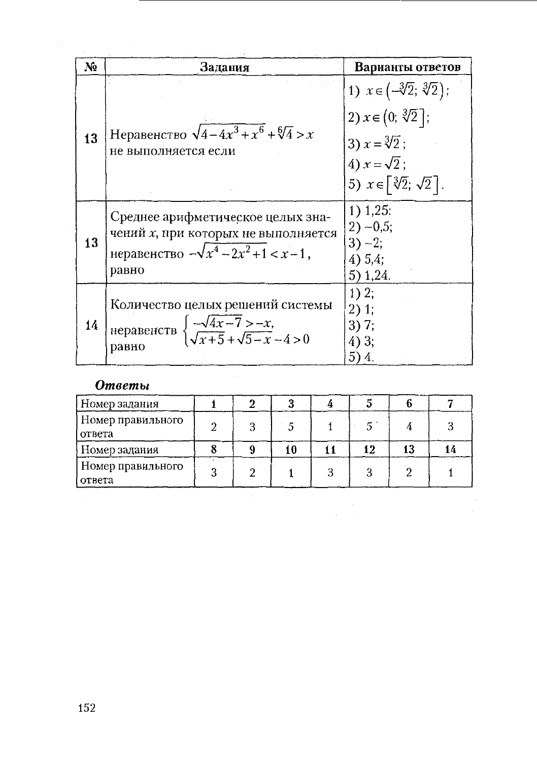| № | Задания | Варианты ответов |
|---|---|---|
| 13 | Неравенство $\sqrt{4-4x^3+x^6}+\sqrt[6]{4}>x$ не выполняется если | 1) $x\in\left(-\sqrt[3]{2};\ \sqrt[3]{2}\right)$;<br>2) $x\in\left(0;\ \sqrt[3]{2}\right]$;<br>3) $x=\sqrt[3]{2}$;<br>4) $x=\sqrt{2}$;<br>5) $x\in\left[\sqrt[3]{2};\ \sqrt{2}\right]$. |
| 13 | Среднее арифметическое целых значений $x$, при которых не выполняется неравенство $-\sqrt{x^4-2x^2+1}<x-1$, равно | 1) 1,25;<br>2) –0,5;<br>3) –2;<br>4) 5,4;<br>5) 1,24. |
| 14 | Количество целых решений системы неравенств $\begin{cases}-\sqrt{4x-7}>-x,\\ \sqrt{x+5}+\sqrt{5-x}-4>0\end{cases}$ равно | 1) 2;<br>2) 1;<br>3) 7;<br>4) 3;<br>5) 4. |

***Ответы***

| Номер задания | 1 | 2 | 3 | 4 | 5 | 6 | 7 |
|---|---|---|---|---|---|---|---|
| Номер правильного ответа | 2 | 3 | 5 | 1 | 5 | 4 | 3 |
| **Номер задания** | **8** | **9** | **10** | **11** | **12** | **13** | **14** |
| Номер правильного ответа | 3 | 2 | 1 | 3 | 3 | 2 | 1 |